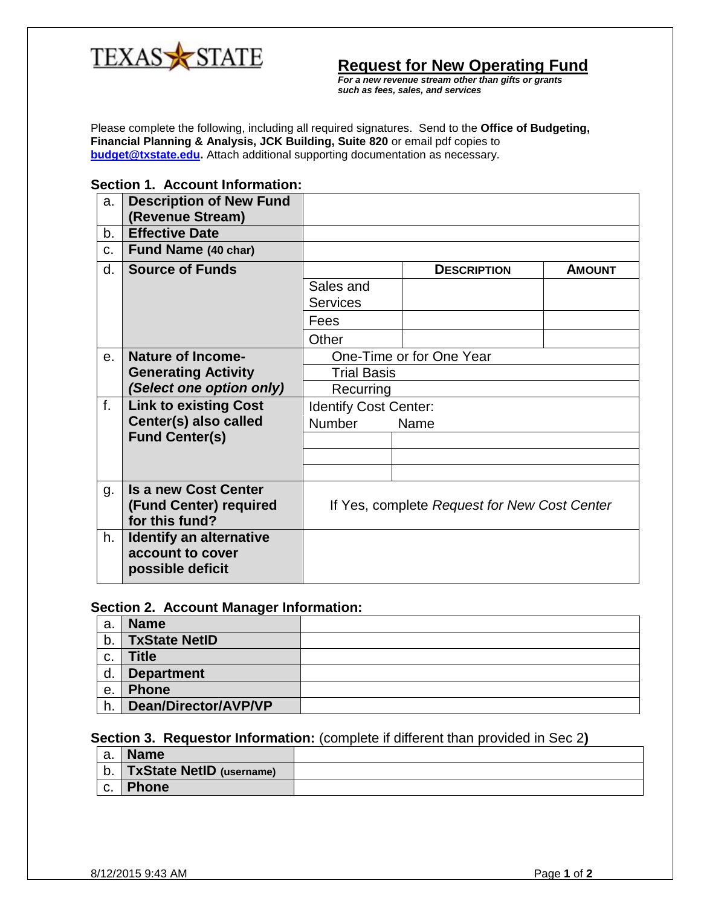TEXAS STATE

# Request for New Operating Fund

***For a new revenue stream other than gifts or grants such as fees, sales, and services***

Please complete the following, including all required signatures. Send to the **Office of Budgeting, Financial Planning & Analysis, JCK Building, Suite 820** or email pdf copies to **budget@txstate.edu.** Attach additional supporting documentation as necessary.

## Section 1. Account Information:

| | | | | |
|---|---|---|---|---|
| a. | **Description of New Fund (Revenue Stream)** | | | |
| b. | **Effective Date** | | | |
| c. | **Fund Name** **(40 char)** | | | |
| d. | **Source of Funds** | | **DESCRIPTION** | **AMOUNT** |
| | | Sales and Services | | |
| | | Fees | | |
| | | Other | | |
| e. | **Nature of Income-Generating Activity** ***(Select one option only)*** | One-Time or for One Year | | |
| | | Trial Basis | | |
| | | Recurring | | |
| f. | **Link to existing Cost Center(s) also called Fund Center(s)** | Identify Cost Center: | | |
| | | Number | Name | |
| | | | | |
| | | | | |
| | | | | |
| g. | **Is a new Cost Center (Fund Center) required for this fund?** | If Yes, complete *Request for New Cost Center* | | |
| h. | **Identify an alternative account to cover possible deficit** | | | |

## Section 2. Account Manager Information:

| | | |
|---|---|---|
| a. | **Name** | |
| b. | **TxState NetID** | |
| c. | **Title** | |
| d. | **Department** | |
| e. | **Phone** | |
| h. | **Dean/Director/AVP/VP** | |

## Section 3. Requestor Information: (complete if different than provided in Sec 2)

| | | |
|---|---|---|
| a. | **Name** | |
| b. | **TxState NetID (username)** | |
| c. | **Phone** | |

8/12/2015 9:43 AM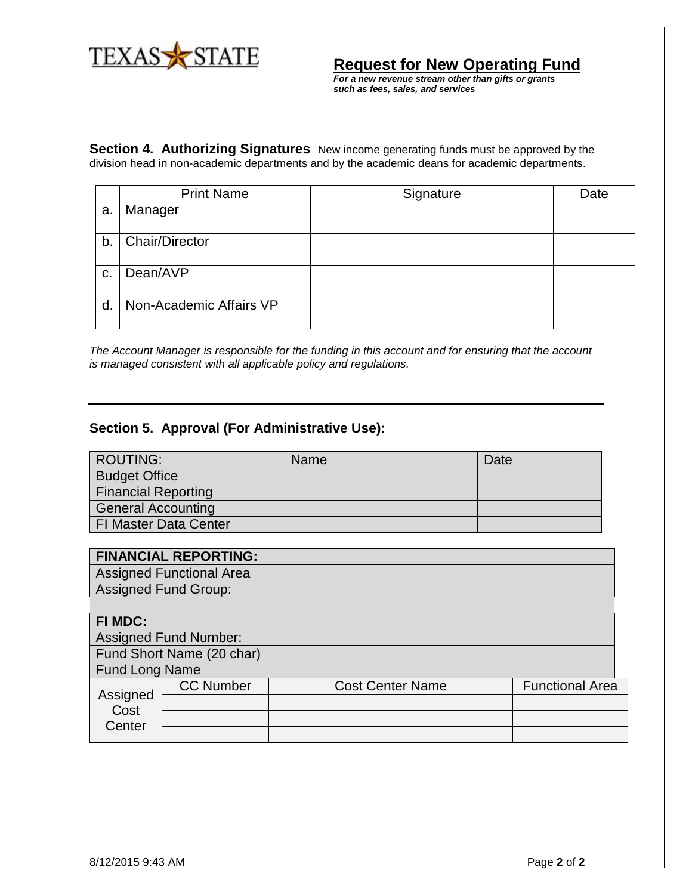TEXAS STATE

## Request for New Operating Fund

***For a new revenue stream other than gifts or grants such as fees, sales, and services***

**Section 4. Authorizing Signatures** New income generating funds must be approved by the division head in non-academic departments and by the academic deans for academic departments.

| | Print Name | Signature | Date |
|---|---|---|---|
| a. | Manager | | |
| b. | Chair/Director | | |
| c. | Dean/AVP | | |
| d. | Non-Academic Affairs VP | | |

*The Account Manager is responsible for the funding in this account and for ensuring that the account is managed consistent with all applicable policy and regulations.*

---

### Section 5. Approval (For Administrative Use):

| ROUTING: | Name | Date |
|---|---|---|
| Budget Office | | |
| Financial Reporting | | |
| General Accounting | | |
| FI Master Data Center | | |

| **FINANCIAL REPORTING:** | |
|---|---|
| Assigned Functional Area | |
| Assigned Fund Group: | |

| **FI MDC:** | |
|---|---|
| Assigned Fund Number: | |
| Fund Short Name (20 char) | |
| Fund Long Name | |

| Assigned Cost Center | CC Number | Cost Center Name | Functional Area |
|---|---|---|---|
| | | | |
| | | | |
| | | | |